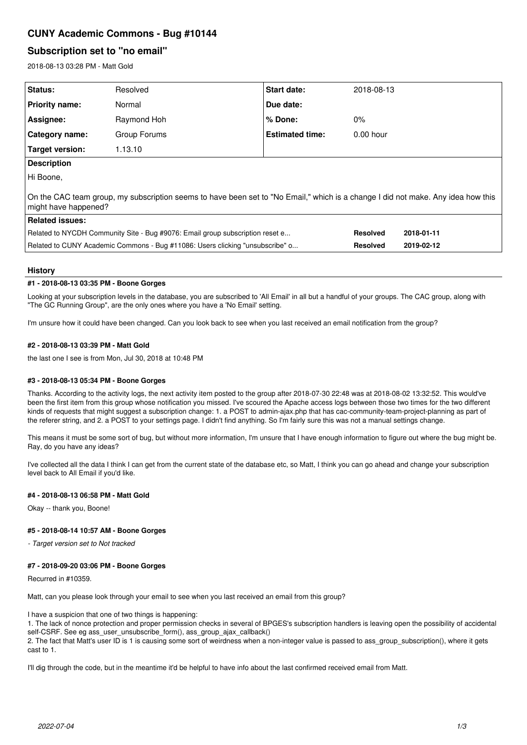# CUNY Academic Commons - Bug #10144

## Subscription set to "no email"

2018-08-13 03:28 PM - Matt Gold

| Status: | Resolved | Start date: | 2018-08-13 |
| --- | --- | --- | --- |
| Priority name: | Normal | Due date: | |
| Assignee: | Raymond Hoh | % Done: | 0% |
| Category name: | Group Forums | Estimated time: | 0.00 hour |
| Target version: | 1.13.10 | | |

**Description**

Hi Boone,

On the CAC team group, my subscription seems to have been set to "No Email," which is a change I did not make. Any idea how this might have happened?

**Related issues:**

| | | |
| --- | --- | --- |
| Related to NYCDH Community Site - Bug #9076: Email group subscription reset e... | Resolved | 2018-01-11 |
| Related to CUNY Academic Commons - Bug #11086: Users clicking "unsubscribe" o... | Resolved | 2019-02-12 |

### History

#### #1 - 2018-08-13 03:35 PM - Boone Gorges

Looking at your subscription levels in the database, you are subscribed to 'All Email' in all but a handful of your groups. The CAC group, along with "The GC Running Group", are the only ones where you have a 'No Email' setting.

I'm unsure how it could have been changed. Can you look back to see when you last received an email notification from the group?

#### #2 - 2018-08-13 03:39 PM - Matt Gold

the last one I see is from Mon, Jul 30, 2018 at 10:48 PM

#### #3 - 2018-08-13 05:34 PM - Boone Gorges

Thanks. According to the activity logs, the next activity item posted to the group after 2018-07-30 22:48 was at 2018-08-02 13:32:52. This would've been the first item from this group whose notification you missed. I've scoured the Apache access logs between those two times for the two different kinds of requests that might suggest a subscription change: 1. a POST to admin-ajax.php that has cac-community-team-project-planning as part of the referer string, and 2. a POST to your settings page. I didn't find anything. So I'm fairly sure this was not a manual settings change.

This means it must be some sort of bug, but without more information, I'm unsure that I have enough information to figure out where the bug might be. Ray, do you have any ideas?

I've collected all the data I think I can get from the current state of the database etc, so Matt, I think you can go ahead and change your subscription level back to All Email if you'd like.

#### #4 - 2018-08-13 06:58 PM - Matt Gold

Okay -- thank you, Boone!

#### #5 - 2018-08-14 10:57 AM - Boone Gorges

*- Target version set to Not tracked*

#### #7 - 2018-09-20 03:06 PM - Boone Gorges

Recurred in #10359.

Matt, can you please look through your email to see when you last received an email from this group?

I have a suspicion that one of two things is happening:
1. The lack of nonce protection and proper permission checks in several of BPGES's subscription handlers is leaving open the possibility of accidental self-CSRF. See eg ass_user_unsubscribe_form(), ass_group_ajax_callback()
2. The fact that Matt's user ID is 1 is causing some sort of weirdness when a non-integer value is passed to ass_group_subscription(), where it gets cast to 1.

I'll dig through the code, but in the meantime it'd be helpful to have info about the last confirmed received email from Matt.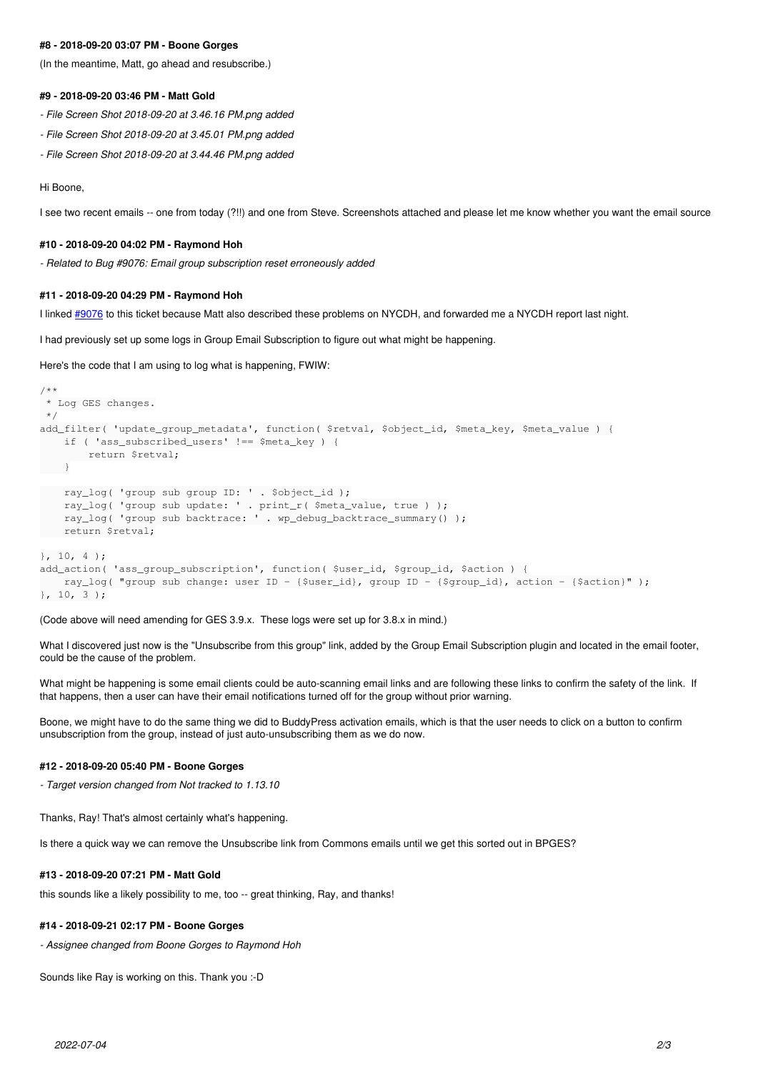#### #8 - 2018-09-20 03:07 PM - Boone Gorges

(In the meantime, Matt, go ahead and resubscribe.)

#### #9 - 2018-09-20 03:46 PM - Matt Gold

*- File Screen Shot 2018-09-20 at 3.46.16 PM.png added*

*- File Screen Shot 2018-09-20 at 3.45.01 PM.png added*

*- File Screen Shot 2018-09-20 at 3.44.46 PM.png added*

Hi Boone,

I see two recent emails -- one from today (?!!) and one from Steve. Screenshots attached and please let me know whether you want the email source

#### #10 - 2018-09-20 04:02 PM - Raymond Hoh

*- Related to Bug #9076: Email group subscription reset erroneously added*

#### #11 - 2018-09-20 04:29 PM - Raymond Hoh

I linked #9076 to this ticket because Matt also described these problems on NYCDH, and forwarded me a NYCDH report last night.

I had previously set up some logs in Group Email Subscription to figure out what might be happening.

Here's the code that I am using to log what is happening, FWIW:

```
/**
 * Log GES changes.
 */
add_filter( 'update_group_metadata', function( $retval, $object_id, $meta_key, $meta_value ) {
    if ( 'ass_subscribed_users' !== $meta_key ) {
        return $retval;
    }

    ray_log( 'group sub group ID: ' . $object_id );
    ray_log( 'group sub update: ' . print_r( $meta_value, true ) );
    ray_log( 'group sub backtrace: ' . wp_debug_backtrace_summary() );
    return $retval;

}, 10, 4 );
add_action( 'ass_group_subscription', function( $user_id, $group_id, $action ) {
    ray_log( "group sub change: user ID - {$user_id}, group ID - {$group_id}, action - {$action}" );
}, 10, 3 );
```

(Code above will need amending for GES 3.9.x. These logs were set up for 3.8.x in mind.)

What I discovered just now is the "Unsubscribe from this group" link, added by the Group Email Subscription plugin and located in the email footer, could be the cause of the problem.

What might be happening is some email clients could be auto-scanning email links and are following these links to confirm the safety of the link. If that happens, then a user can have their email notifications turned off for the group without prior warning.

Boone, we might have to do the same thing we did to BuddyPress activation emails, which is that the user needs to click on a button to confirm unsubscription from the group, instead of just auto-unsubscribing them as we do now.

#### #12 - 2018-09-20 05:40 PM - Boone Gorges

*- Target version changed from Not tracked to 1.13.10*

Thanks, Ray! That's almost certainly what's happening.

Is there a quick way we can remove the Unsubscribe link from Commons emails until we get this sorted out in BPGES?

#### #13 - 2018-09-20 07:21 PM - Matt Gold

this sounds like a likely possibility to me, too -- great thinking, Ray, and thanks!

#### #14 - 2018-09-21 02:17 PM - Boone Gorges

*- Assignee changed from Boone Gorges to Raymond Hoh*

Sounds like Ray is working on this. Thank you :-D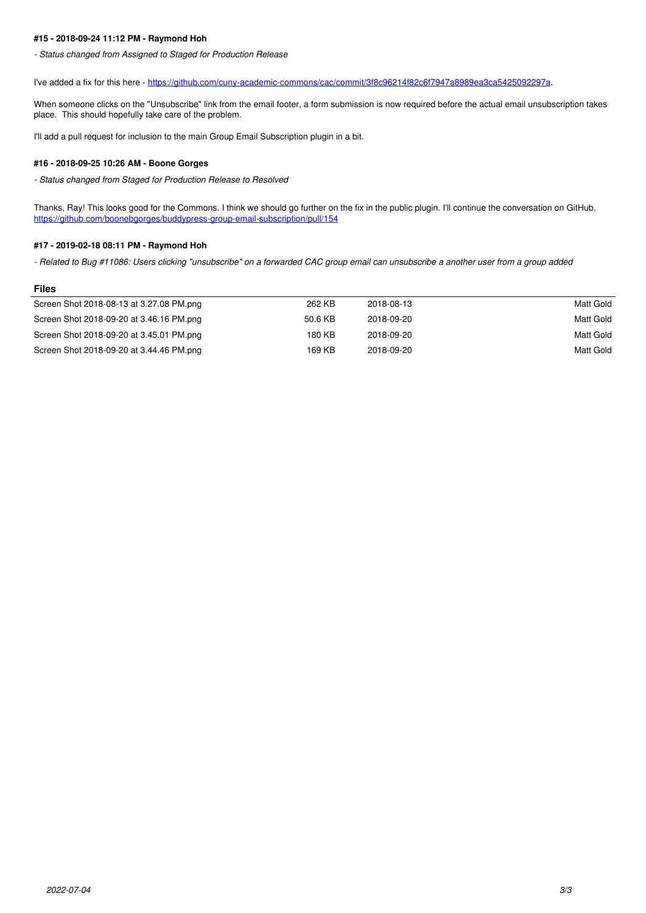#### #15 - 2018-09-24 11:12 PM - Raymond Hoh

*- Status changed from Assigned to Staged for Production Release*

I've added a fix for this here - https://github.com/cuny-academic-commons/cac/commit/3f8c96214f82c6f7947a8989ea3ca5425092297a.

When someone clicks on the "Unsubscribe" link from the email footer, a form submission is now required before the actual email unsubscription takes place. This should hopefully take care of the problem.

I'll add a pull request for inclusion to the main Group Email Subscription plugin in a bit.

#### #16 - 2018-09-25 10:26 AM - Boone Gorges

*- Status changed from Staged for Production Release to Resolved*

Thanks, Ray! This looks good for the Commons. I think we should go further on the fix in the public plugin. I'll continue the conversation on GitHub. https://github.com/boonebgorges/buddypress-group-email-subscription/pull/154

#### #17 - 2019-02-18 08:11 PM - Raymond Hoh

*- Related to Bug #11086: Users clicking "unsubscribe" on a forwarded CAC group email can unsubscribe a another user from a group added*

### Files

| | | | |
|---|---|---|---|
| Screen Shot 2018-08-13 at 3.27.08 PM.png | 262 KB | 2018-08-13 | Matt Gold |
| Screen Shot 2018-09-20 at 3.46.16 PM.png | 50.6 KB | 2018-09-20 | Matt Gold |
| Screen Shot 2018-09-20 at 3.45.01 PM.png | 180 KB | 2018-09-20 | Matt Gold |
| Screen Shot 2018-09-20 at 3.44.46 PM.png | 169 KB | 2018-09-20 | Matt Gold |